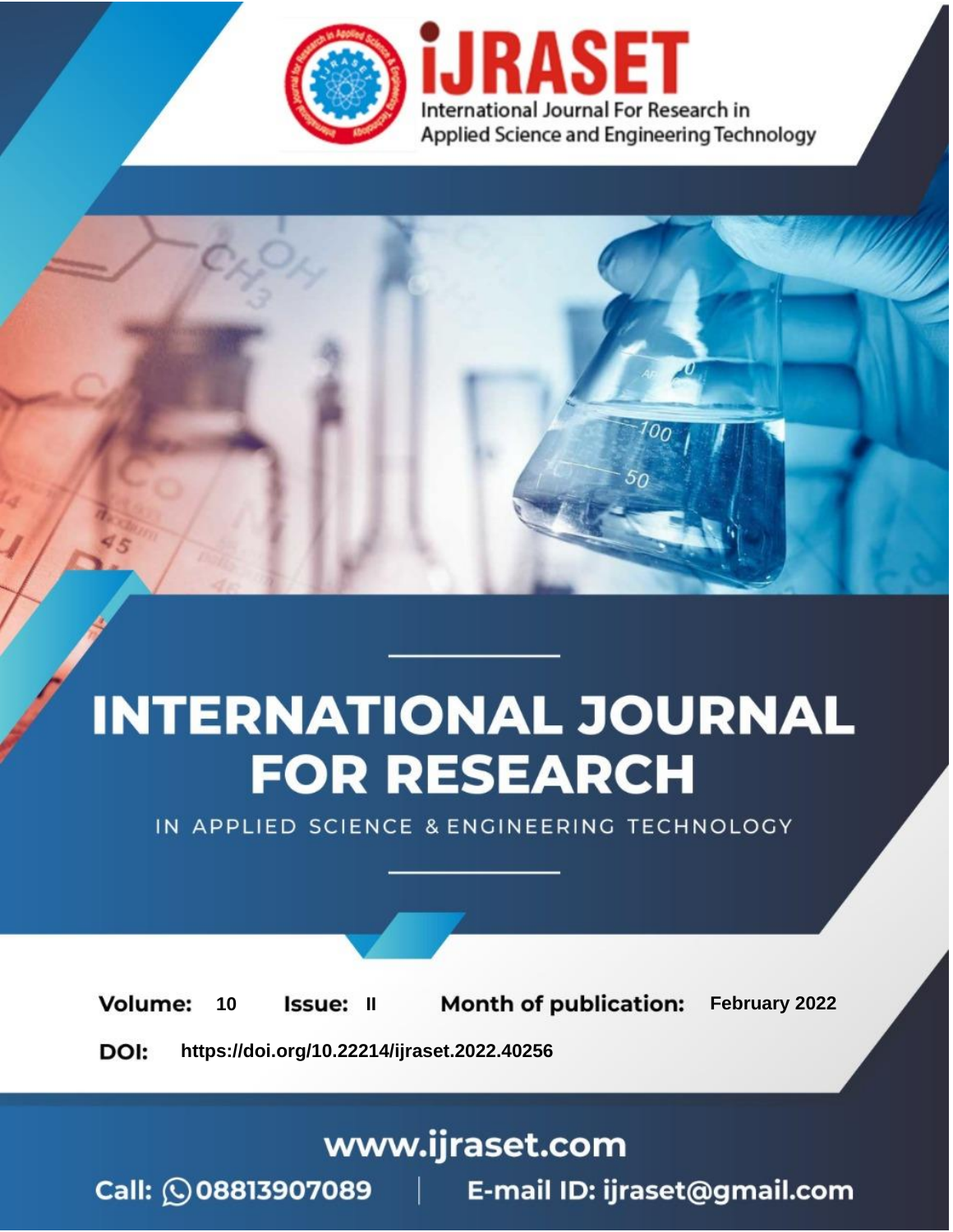iJRASET

International Journal For Research in Applied Science and Engineering Technology

# INTERNATIONAL JOURNAL FOR RESEARCH

IN APPLIED SCIENCE & ENGINEERING TECHNOLOGY

**Volume:** 10 **Issue:** II **Month of publication:** February 2022

**DOI:** https://doi.org/10.22214/ijraset.2022.40256

www.ijraset.com

Call: 08813907089 | E-mail ID: ijraset@gmail.com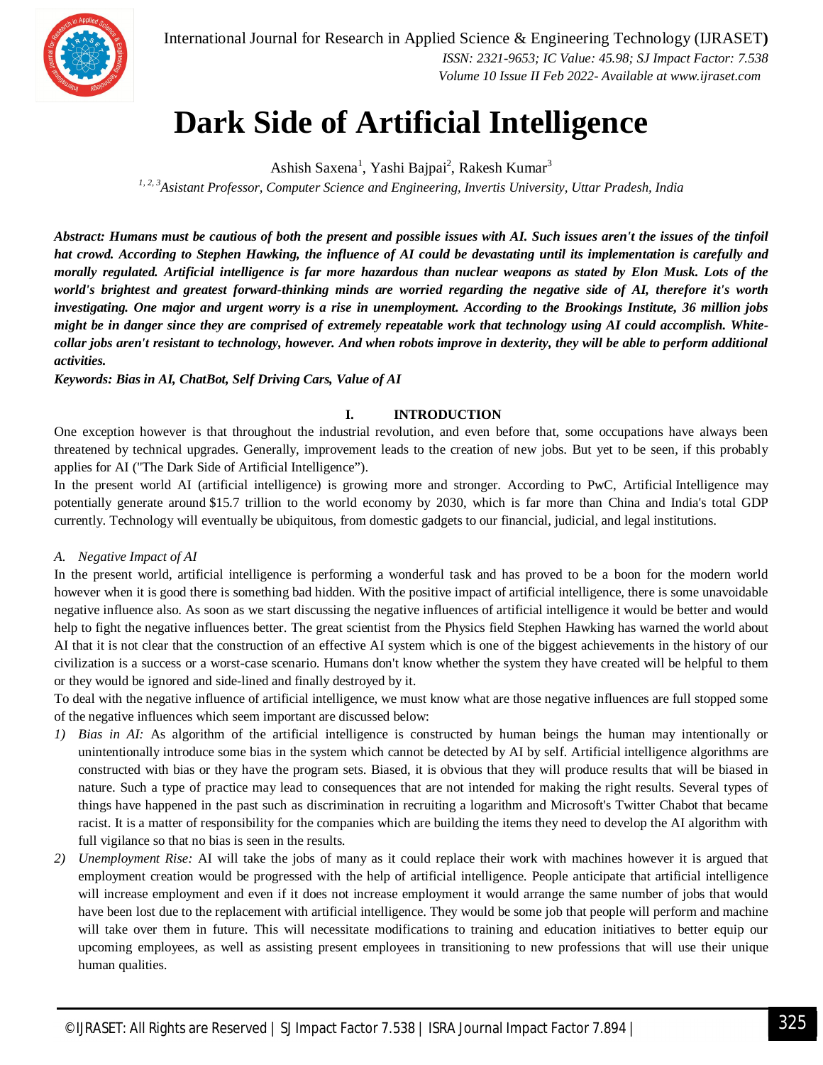# Dark Side of Artificial Intelligence

Ashish Saxena[1], Yashi Bajpai[2], Rakesh Kumar[3]

[1, 2, 3]*Asistant Professor, Computer Science and Engineering, Invertis University, Uttar Pradesh, India*

***Abstract:** Humans must be cautious of both the present and possible issues with AI. Such issues aren't the issues of the tinfoil hat crowd. According to Stephen Hawking, the influence of AI could be devastating until its implementation is carefully and morally regulated. Artificial intelligence is far more hazardous than nuclear weapons as stated by Elon Musk. Lots of the world's brightest and greatest forward-thinking minds are worried regarding the negative side of AI, therefore it's worth investigating. One major and urgent worry is a rise in unemployment. According to the Brookings Institute, 36 million jobs might be in danger since they are comprised of extremely repeatable work that technology using AI could accomplish. White-collar jobs aren't resistant to technology, however. And when robots improve in dexterity, they will be able to perform additional activities.*

***Keywords:** Bias in AI, ChatBot, Self Driving Cars, Value of AI*

## I. INTRODUCTION

One exception however is that throughout the industrial revolution, and even before that, some occupations have always been threatened by technical upgrades. Generally, improvement leads to the creation of new jobs. But yet to be seen, if this probably applies for AI ("The Dark Side of Artificial Intelligence").

In the present world AI (artificial intelligence) is growing more and stronger. According to PwC, Artificial Intelligence may potentially generate around $15.7 trillion to the world economy by 2030, which is far more than China and India's total GDP currently. Technology will eventually be ubiquitous, from domestic gadgets to our financial, judicial, and legal institutions.

### *A. Negative Impact of AI*

In the present world, artificial intelligence is performing a wonderful task and has proved to be a boon for the modern world however when it is good there is something bad hidden. With the positive impact of artificial intelligence, there is some unavoidable negative influence also. As soon as we start discussing the negative influences of artificial intelligence it would be better and would help to fight the negative influences better. The great scientist from the Physics field Stephen Hawking has warned the world about AI that it is not clear that the construction of an effective AI system which is one of the biggest achievements in the history of our civilization is a success or a worst-case scenario. Humans don't know whether the system they have created will be helpful to them or they would be ignored and side-lined and finally destroyed by it.

To deal with the negative influence of artificial intelligence, we must know what are those negative influences are full stopped some of the negative influences which seem important are discussed below:

1) *Bias in AI:* As algorithm of the artificial intelligence is constructed by human beings the human may intentionally or unintentionally introduce some bias in the system which cannot be detected by AI by self. Artificial intelligence algorithms are constructed with bias or they have the program sets. Biased, it is obvious that they will produce results that will be biased in nature. Such a type of practice may lead to consequences that are not intended for making the right results. Several types of things have happened in the past such as discrimination in recruiting a logarithm and Microsoft's Twitter Chabot that became racist. It is a matter of responsibility for the companies which are building the items they need to develop the AI algorithm with full vigilance so that no bias is seen in the results.
2) *Unemployment Rise:* AI will take the jobs of many as it could replace their work with machines however it is argued that employment creation would be progressed with the help of artificial intelligence. People anticipate that artificial intelligence will increase employment and even if it does not increase employment it would arrange the same number of jobs that would have been lost due to the replacement with artificial intelligence. They would be some job that people will perform and machine will take over them in future. This will necessitate modifications to training and education initiatives to better equip our upcoming employees, as well as assisting present employees in transitioning to new professions that will use their unique human qualities.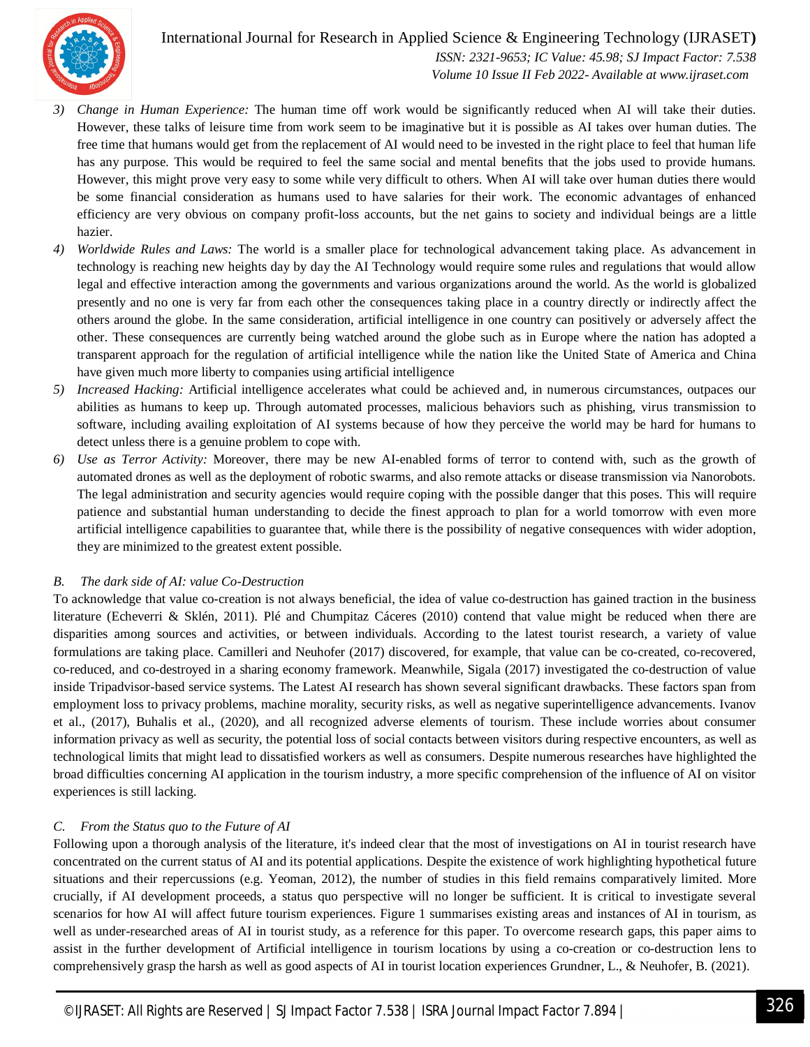3) *Change in Human Experience:* The human time off work would be significantly reduced when AI will take their duties. However, these talks of leisure time from work seem to be imaginative but it is possible as AI takes over human duties. The free time that humans would get from the replacement of AI would need to be invested in the right place to feel that human life has any purpose. This would be required to feel the same social and mental benefits that the jobs used to provide humans. However, this might prove very easy to some while very difficult to others. When AI will take over human duties there would be some financial consideration as humans used to have salaries for their work. The economic advantages of enhanced efficiency are very obvious on company profit-loss accounts, but the net gains to society and individual beings are a little hazier.
4) *Worldwide Rules and Laws:* The world is a smaller place for technological advancement taking place. As advancement in technology is reaching new heights day by day the AI Technology would require some rules and regulations that would allow legal and effective interaction among the governments and various organizations around the world. As the world is globalized presently and no one is very far from each other the consequences taking place in a country directly or indirectly affect the others around the globe. In the same consideration, artificial intelligence in one country can positively or adversely affect the other. These consequences are currently being watched around the globe such as in Europe where the nation has adopted a transparent approach for the regulation of artificial intelligence while the nation like the United State of America and China have given much more liberty to companies using artificial intelligence
5) *Increased Hacking:* Artificial intelligence accelerates what could be achieved and, in numerous circumstances, outpaces our abilities as humans to keep up. Through automated processes, malicious behaviors such as phishing, virus transmission to software, including availing exploitation of AI systems because of how they perceive the world may be hard for humans to detect unless there is a genuine problem to cope with.
6) *Use as Terror Activity:* Moreover, there may be new AI-enabled forms of terror to contend with, such as the growth of automated drones as well as the deployment of robotic swarms, and also remote attacks or disease transmission via Nanorobots. The legal administration and security agencies would require coping with the possible danger that this poses. This will require patience and substantial human understanding to decide the finest approach to plan for a world tomorrow with even more artificial intelligence capabilities to guarantee that, while there is the possibility of negative consequences with wider adoption, they are minimized to the greatest extent possible.

### *B. The dark side of AI: value Co-Destruction*

To acknowledge that value co-creation is not always beneficial, the idea of value co-destruction has gained traction in the business literature (Echeverri & Sklén, 2011). Plé and Chumpitaz Cáceres (2010) contend that value might be reduced when there are disparities among sources and activities, or between individuals. According to the latest tourist research, a variety of value formulations are taking place. Camilleri and Neuhofer (2017) discovered, for example, that value can be co-created, co-recovered, co-reduced, and co-destroyed in a sharing economy framework. Meanwhile, Sigala (2017) investigated the co-destruction of value inside Tripadvisor-based service systems. The Latest AI research has shown several significant drawbacks. These factors span from employment loss to privacy problems, machine morality, security risks, as well as negative superintelligence advancements. Ivanov et al., (2017), Buhalis et al., (2020), and all recognized adverse elements of tourism. These include worries about consumer information privacy as well as security, the potential loss of social contacts between visitors during respective encounters, as well as technological limits that might lead to dissatisfied workers as well as consumers. Despite numerous researches have highlighted the broad difficulties concerning AI application in the tourism industry, a more specific comprehension of the influence of AI on visitor experiences is still lacking.

### *C. From the Status quo to the Future of AI*

Following upon a thorough analysis of the literature, it's indeed clear that the most of investigations on AI in tourist research have concentrated on the current status of AI and its potential applications. Despite the existence of work highlighting hypothetical future situations and their repercussions (e.g. Yeoman, 2012), the number of studies in this field remains comparatively limited. More crucially, if AI development proceeds, a status quo perspective will no longer be sufficient. It is critical to investigate several scenarios for how AI will affect future tourism experiences. Figure 1 summarises existing areas and instances of AI in tourism, as well as under-researched areas of AI in tourist study, as a reference for this paper. To overcome research gaps, this paper aims to assist in the further development of Artificial intelligence in tourism locations by using a co-creation or co-destruction lens to comprehensively grasp the harsh as well as good aspects of AI in tourist location experiences Grundner, L., & Neuhofer, B. (2021).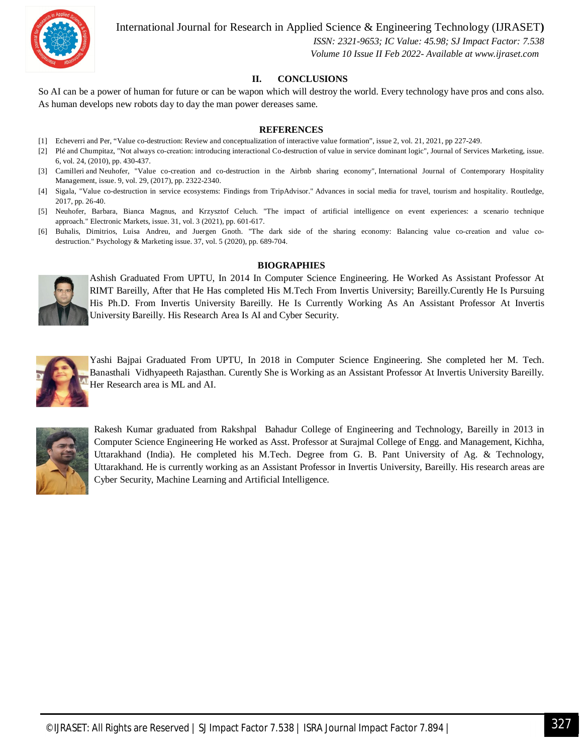## II. CONCLUSIONS

So AI can be a power of human for future or can be wapon which will destroy the world. Every technology have pros and cons also. As human develops new robots day to day the man power dereases same.

## REFERENCES

[1] Echeverri and Per, "Value co-destruction: Review and conceptualization of interactive value formation", issue 2, vol. 21, 2021, pp 227-249.

[2] Plé and Chumpitaz, "Not always co-creation: introducing interactional Co-destruction of value in service dominant logic", Journal of Services Marketing, issue. 6, vol. 24, (2010), pp. 430-437.

[3] Camilleri and Neuhofer, "Value co-creation and co-destruction in the Airbnb sharing economy", International Journal of Contemporary Hospitality Management, issue. 9, vol. 29, (2017), pp. 2322-2340.

[4] Sigala, "Value co-destruction in service ecosystems: Findings from TripAdvisor." Advances in social media for travel, tourism and hospitality. Routledge, 2017, pp. 26-40.

[5] Neuhofer, Barbara, Bianca Magnus, and Krzysztof Celuch. "The impact of artificial intelligence on event experiences: a scenario technique approach." Electronic Markets, issue. 31, vol. 3 (2021), pp. 601-617.

[6] Buhalis, Dimitrios, Luisa Andreu, and Juergen Gnoth. "The dark side of the sharing economy: Balancing value co-creation and value co-destruction." Psychology & Marketing issue. 37, vol. 5 (2020), pp. 689-704.

## BIOGRAPHIES

Ashish Graduated From UPTU, In 2014 In Computer Science Engineering. He Worked As Assistant Professor At RIMT Bareilly, After that He Has completed His M.Tech From Invertis University; Bareilly.Curently He Is Pursuing His Ph.D. From Invertis University Bareilly. He Is Currently Working As An Assistant Professor At Invertis University Bareilly. His Research Area Is AI and Cyber Security.

Yashi Bajpai Graduated From UPTU, In 2018 in Computer Science Engineering. She completed her M. Tech. Banasthali Vidhyapeeth Rajasthan. Curently She is Working as an Assistant Professor At Invertis University Bareilly. Her Research area is ML and AI.

Rakesh Kumar graduated from Rakshpal Bahadur College of Engineering and Technology, Bareilly in 2013 in Computer Science Engineering He worked as Asst. Professor at Surajmal College of Engg. and Management, Kichha, Uttarakhand (India). He completed his M.Tech. Degree from G. B. Pant University of Ag. & Technology, Uttarakhand. He is currently working as an Assistant Professor in Invertis University, Bareilly. His research areas are Cyber Security, Machine Learning and Artificial Intelligence.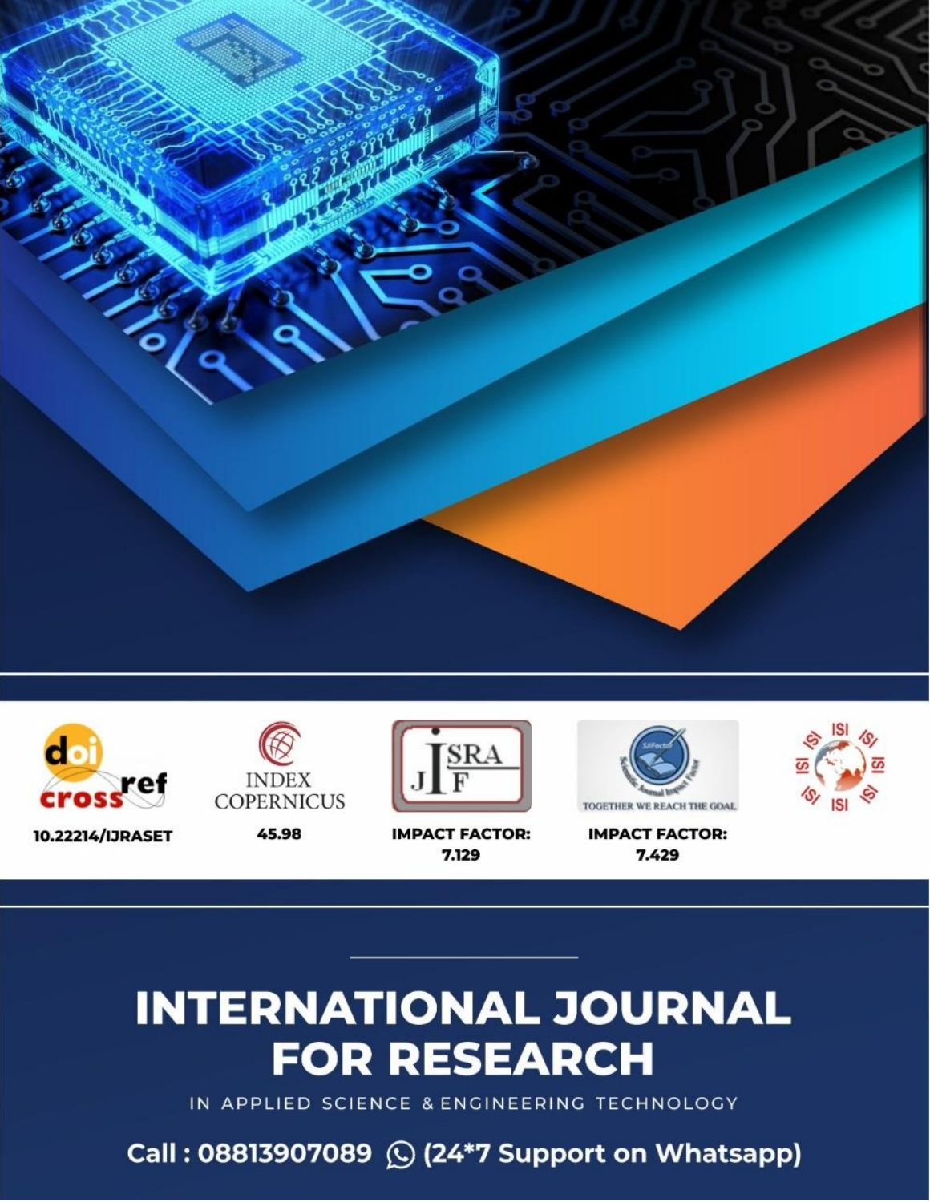10.22214/IJRASET

INDEX COPERNICUS

45.98

IMPACT FACTOR: 7.129

TOGETHER WE REACH THE GOAL

IMPACT FACTOR: 7.429

# INTERNATIONAL JOURNAL FOR RESEARCH

IN APPLIED SCIENCE & ENGINEERING TECHNOLOGY

Call : 08813907089 (24*7 Support on Whatsapp)